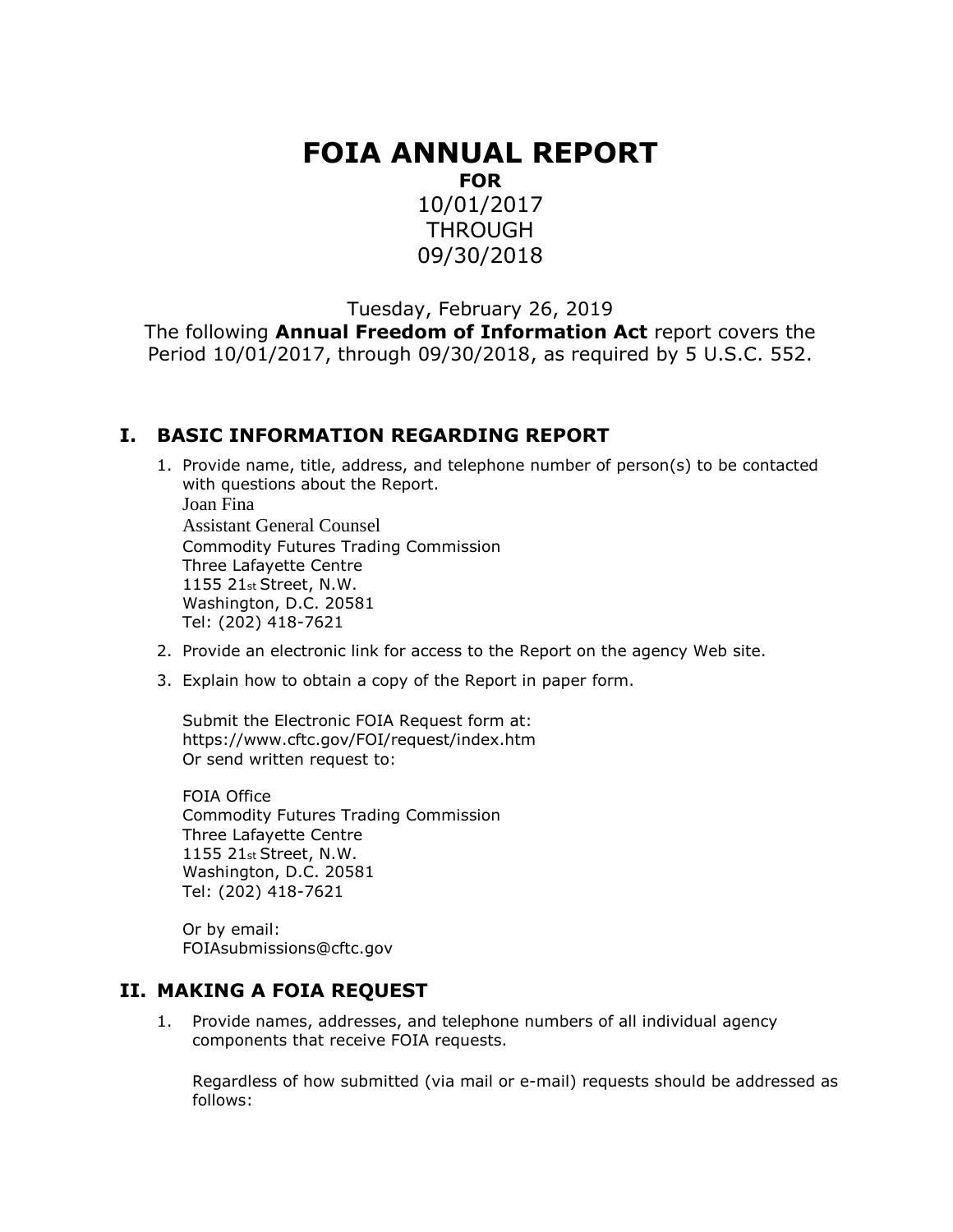# FOIA ANNUAL REPORT

**FOR**

10/01/2017

THROUGH

09/30/2018

Tuesday, February 26, 2019

The following **Annual Freedom of Information Act** report covers the Period 10/01/2017, through 09/30/2018, as required by 5 U.S.C. 552.

## I. BASIC INFORMATION REGARDING REPORT

1. Provide name, title, address, and telephone number of person(s) to be contacted with questions about the Report.
   Joan Fina
   Assistant General Counsel
   Commodity Futures Trading Commission
   Three Lafayette Centre
   1155 21st Street, N.W.
   Washington, D.C. 20581
   Tel: (202) 418-7621
2. Provide an electronic link for access to the Report on the agency Web site.
3. Explain how to obtain a copy of the Report in paper form.

   Submit the Electronic FOIA Request form at:
   https://www.cftc.gov/FOI/request/index.htm
   Or send written request to:

   FOIA Office
   Commodity Futures Trading Commission
   Three Lafayette Centre
   1155 21st Street, N.W.
   Washington, D.C. 20581
   Tel: (202) 418-7621

   Or by email:
   FOIAsubmissions@cftc.gov

## II. MAKING A FOIA REQUEST

1. Provide names, addresses, and telephone numbers of all individual agency components that receive FOIA requests.

   Regardless of how submitted (via mail or e-mail) requests should be addressed as follows: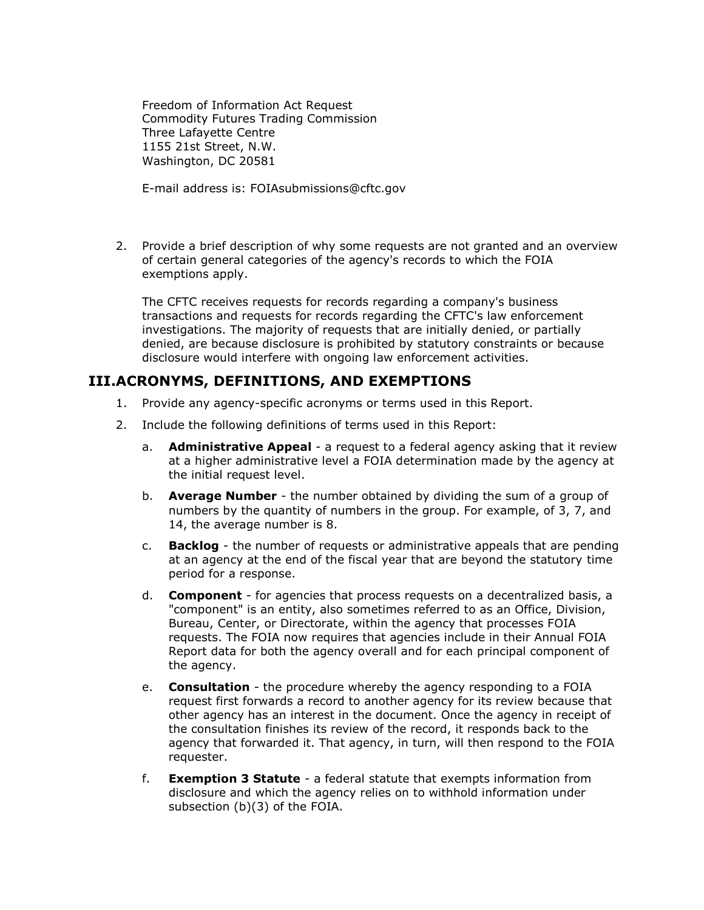Freedom of Information Act Request
Commodity Futures Trading Commission
Three Lafayette Centre
1155 21st Street, N.W.
Washington, DC 20581

E-mail address is: FOIAsubmissions@cftc.gov

2. Provide a brief description of why some requests are not granted and an overview of certain general categories of the agency's records to which the FOIA exemptions apply.

   The CFTC receives requests for records regarding a company's business transactions and requests for records regarding the CFTC's law enforcement investigations. The majority of requests that are initially denied, or partially denied, are because disclosure is prohibited by statutory constraints or because disclosure would interfere with ongoing law enforcement activities.

## III. ACRONYMS, DEFINITIONS, AND EXEMPTIONS

1. Provide any agency-specific acronyms or terms used in this Report.
2. Include the following definitions of terms used in this Report:
   a. **Administrative Appeal** - a request to a federal agency asking that it review at a higher administrative level a FOIA determination made by the agency at the initial request level.
   b. **Average Number** - the number obtained by dividing the sum of a group of numbers by the quantity of numbers in the group. For example, of 3, 7, and 14, the average number is 8.
   c. **Backlog** - the number of requests or administrative appeals that are pending at an agency at the end of the fiscal year that are beyond the statutory time period for a response.
   d. **Component** - for agencies that process requests on a decentralized basis, a "component" is an entity, also sometimes referred to as an Office, Division, Bureau, Center, or Directorate, within the agency that processes FOIA requests. The FOIA now requires that agencies include in their Annual FOIA Report data for both the agency overall and for each principal component of the agency.
   e. **Consultation** - the procedure whereby the agency responding to a FOIA request first forwards a record to another agency for its review because that other agency has an interest in the document. Once the agency in receipt of the consultation finishes its review of the record, it responds back to the agency that forwarded it. That agency, in turn, will then respond to the FOIA requester.
   f. **Exemption 3 Statute** - a federal statute that exempts information from disclosure and which the agency relies on to withhold information under subsection (b)(3) of the FOIA.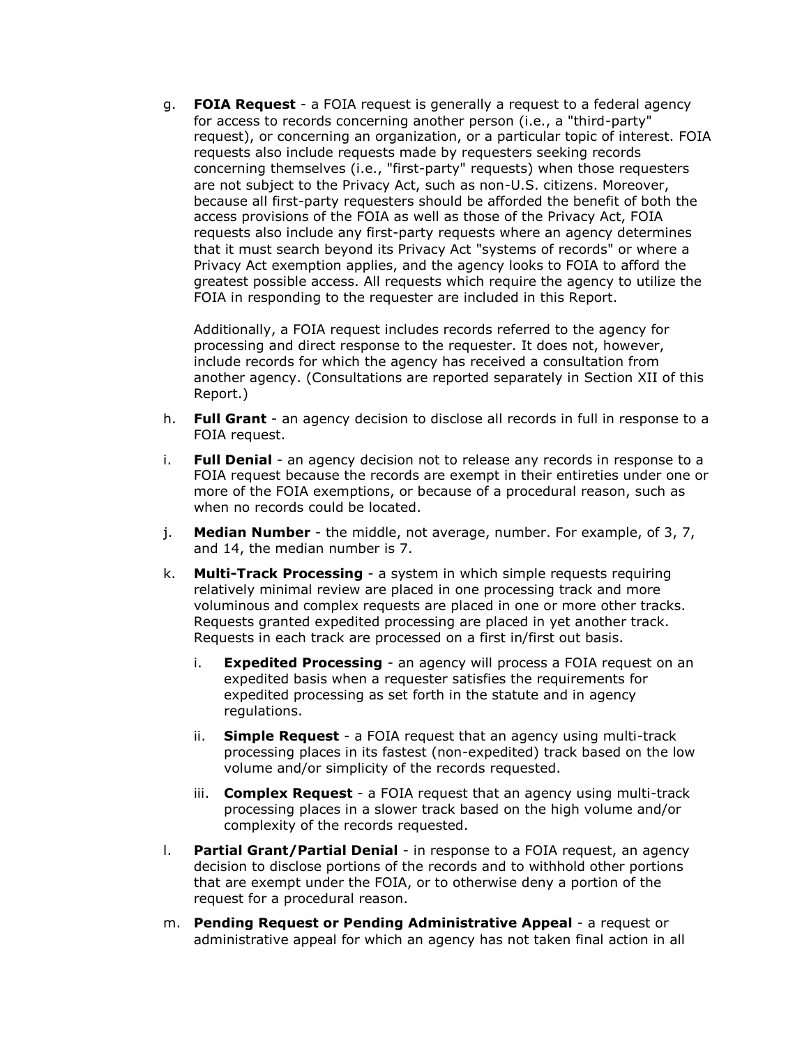g. **FOIA Request** - a FOIA request is generally a request to a federal agency for access to records concerning another person (i.e., a "third-party" request), or concerning an organization, or a particular topic of interest. FOIA requests also include requests made by requesters seeking records concerning themselves (i.e., "first-party" requests) when those requesters are not subject to the Privacy Act, such as non-U.S. citizens. Moreover, because all first-party requesters should be afforded the benefit of both the access provisions of the FOIA as well as those of the Privacy Act, FOIA requests also include any first-party requests where an agency determines that it must search beyond its Privacy Act "systems of records" or where a Privacy Act exemption applies, and the agency looks to FOIA to afford the greatest possible access. All requests which require the agency to utilize the FOIA in responding to the requester are included in this Report.

   Additionally, a FOIA request includes records referred to the agency for processing and direct response to the requester. It does not, however, include records for which the agency has received a consultation from another agency. (Consultations are reported separately in Section XII of this Report.)

h. **Full Grant** - an agency decision to disclose all records in full in response to a FOIA request.

i. **Full Denial** - an agency decision not to release any records in response to a FOIA request because the records are exempt in their entireties under one or more of the FOIA exemptions, or because of a procedural reason, such as when no records could be located.

j. **Median Number** - the middle, not average, number. For example, of 3, 7, and 14, the median number is 7.

k. **Multi-Track Processing** - a system in which simple requests requiring relatively minimal review are placed in one processing track and more voluminous and complex requests are placed in one or more other tracks. Requests granted expedited processing are placed in yet another track. Requests in each track are processed on a first in/first out basis.

   i. **Expedited Processing** - an agency will process a FOIA request on an expedited basis when a requester satisfies the requirements for expedited processing as set forth in the statute and in agency regulations.

   ii. **Simple Request** - a FOIA request that an agency using multi-track processing places in its fastest (non-expedited) track based on the low volume and/or simplicity of the records requested.

   iii. **Complex Request** - a FOIA request that an agency using multi-track processing places in a slower track based on the high volume and/or complexity of the records requested.

l. **Partial Grant/Partial Denial** - in response to a FOIA request, an agency decision to disclose portions of the records and to withhold other portions that are exempt under the FOIA, or to otherwise deny a portion of the request for a procedural reason.

m. **Pending Request or Pending Administrative Appeal** - a request or administrative appeal for which an agency has not taken final action in all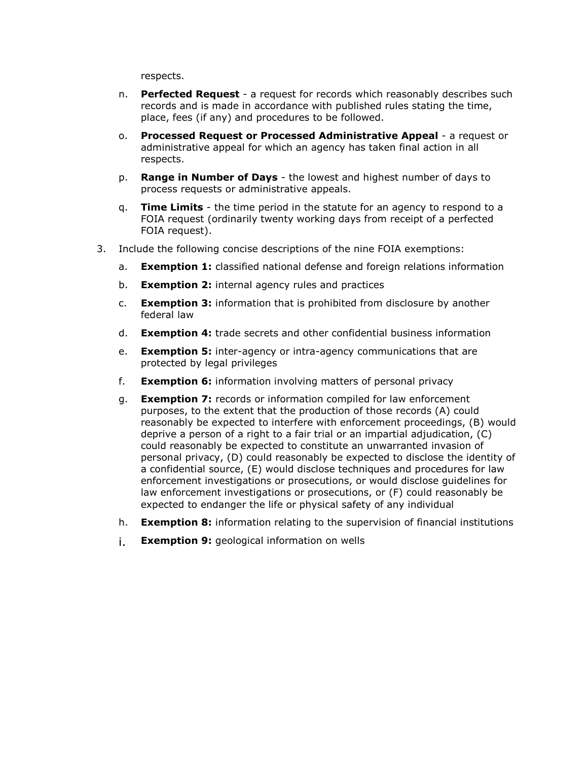respects.

n. **Perfected Request** - a request for records which reasonably describes such records and is made in accordance with published rules stating the time, place, fees (if any) and procedures to be followed.

o. **Processed Request or Processed Administrative Appeal** - a request or administrative appeal for which an agency has taken final action in all respects.

p. **Range in Number of Days** - the lowest and highest number of days to process requests or administrative appeals.

q. **Time Limits** - the time period in the statute for an agency to respond to a FOIA request (ordinarily twenty working days from receipt of a perfected FOIA request).

3. Include the following concise descriptions of the nine FOIA exemptions:

   a. **Exemption 1:** classified national defense and foreign relations information

   b. **Exemption 2:** internal agency rules and practices

   c. **Exemption 3:** information that is prohibited from disclosure by another federal law

   d. **Exemption 4:** trade secrets and other confidential business information

   e. **Exemption 5:** inter-agency or intra-agency communications that are protected by legal privileges

   f. **Exemption 6:** information involving matters of personal privacy

   g. **Exemption 7:** records or information compiled for law enforcement purposes, to the extent that the production of those records (A) could reasonably be expected to interfere with enforcement proceedings, (B) would deprive a person of a right to a fair trial or an impartial adjudication, (C) could reasonably be expected to constitute an unwarranted invasion of personal privacy, (D) could reasonably be expected to disclose the identity of a confidential source, (E) would disclose techniques and procedures for law enforcement investigations or prosecutions, or would disclose guidelines for law enforcement investigations or prosecutions, or (F) could reasonably be expected to endanger the life or physical safety of any individual

   h. **Exemption 8:** information relating to the supervision of financial institutions

   i. **Exemption 9:** geological information on wells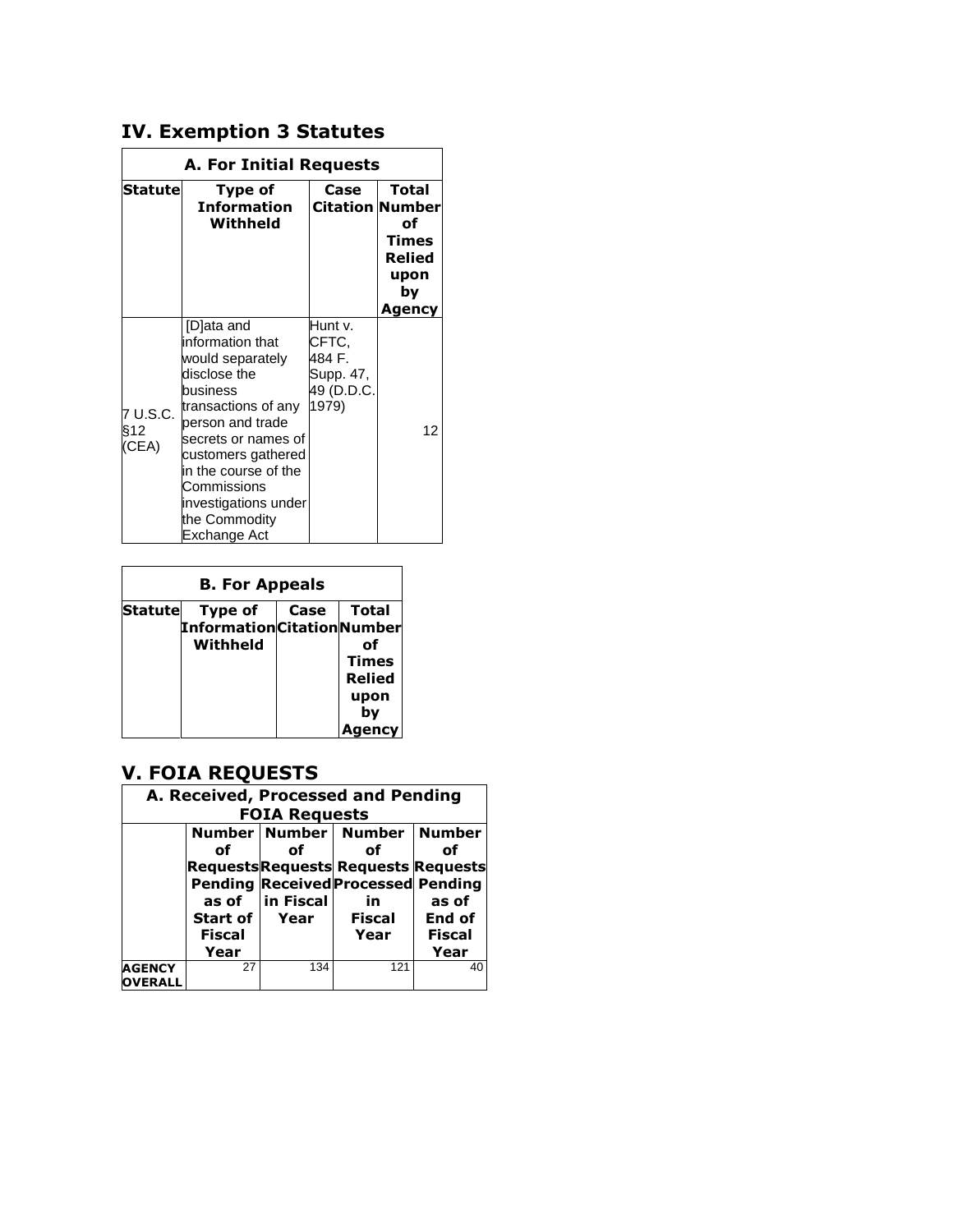## IV. Exemption 3 Statutes

| A. For Initial Requests | | | |
|---|---|---|---|
| **Statute** | **Type of Information Withheld** | **Case Citation** | **Total Number of Times Relied upon by Agency** |
| 7 U.S.C. §12 (CEA) | [D]ata and information that would separately disclose the business transactions of any person and trade secrets or names of customers gathered in the course of the Commissions investigations under the Commodity Exchange Act | Hunt v. CFTC, 484 F. Supp. 47, 49 (D.D.C. 1979) | 12 |

| B. For Appeals | | | |
|---|---|---|---|
| **Statute** | **Type of Information Withheld** | **Case Citation** | **Total Number of Times Relied upon by Agency** |

## V. FOIA REQUESTS

| A. Received, Processed and Pending FOIA Requests | | | | |
|---|---|---|---|---|
| | **Number of Requests Pending as of Start of Fiscal Year** | **Number of Requests Received in Fiscal Year** | **Number of Requests Processed in Fiscal Year** | **Number of Requests Pending as of End of Fiscal Year** |
| **AGENCY OVERALL** | 27 | 134 | 121 | 40 |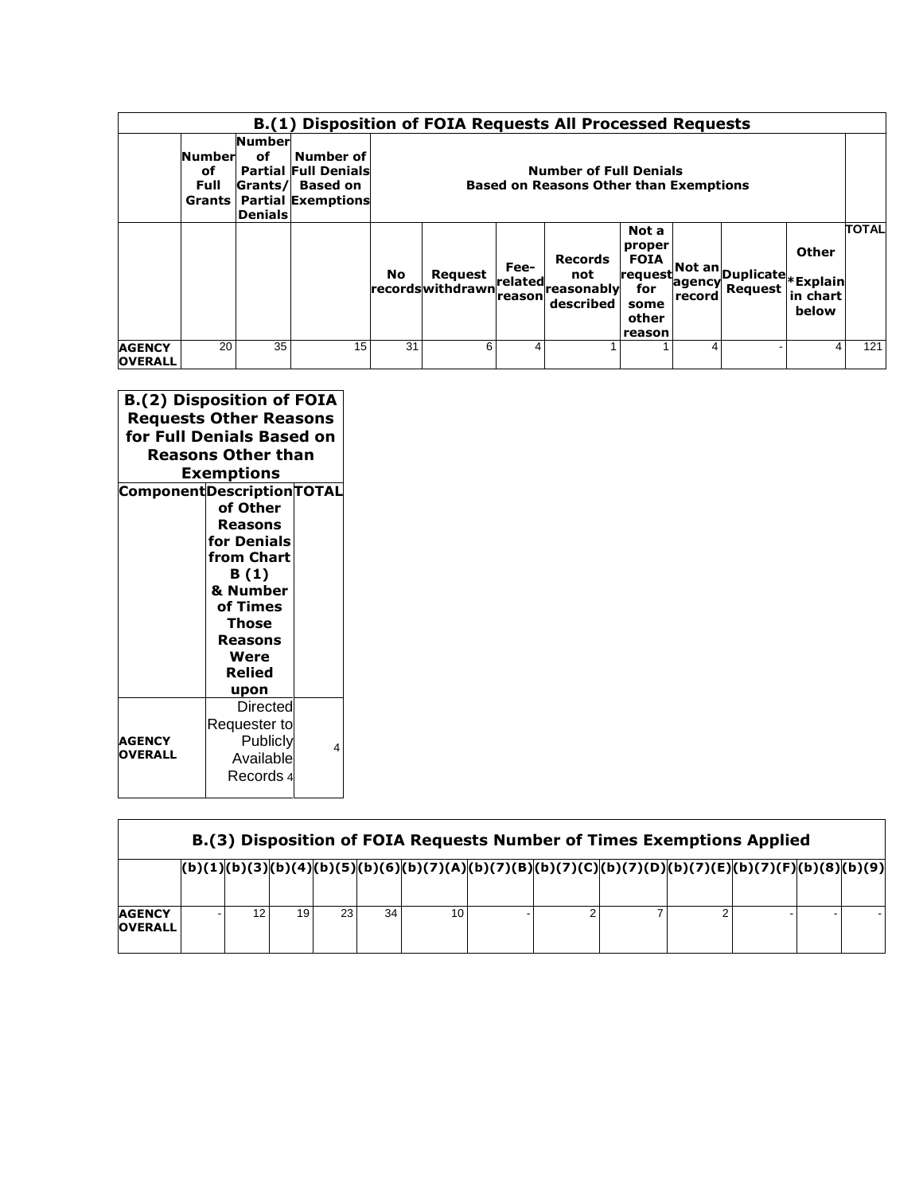**B.(1) Disposition of FOIA Requests All Processed Requests**

| | Number of Full Grants | Number of Partial Grants/ Partial Denials | Number of Full Denials Based on Exemptions | Number of Full Denials Based on Reasons Other than Exemptions | | | | | | | | | |
|---|---|---|---|---|---|---|---|---|---|---|---|---|---|
| | | | | No records | Request withdrawn | Fee-related reason | Records not reasonably described | Not a proper FOIA request for some other reason | Not an agency record | Duplicate Request | Other *Explain in chart below | TOTAL |
| **AGENCY OVERALL** | 20 | 35 | 15 | 31 | 6 | 4 | 1 | 1 | 4 | - | 4 | 121 |

**B.(2) Disposition of FOIA Requests Other Reasons for Full Denials Based on Reasons Other than Exemptions**

| Component | Description of Other Reasons for Denials from Chart B (1) & Number of Times Those Reasons Were Relied upon | TOTAL |
|---|---|---|
| **AGENCY OVERALL** | Directed Requester to Publicly Available Records 4 | 4 |

**B.(3) Disposition of FOIA Requests Number of Times Exemptions Applied**

| | (b)(1) | (b)(3) | (b)(4) | (b)(5) | (b)(6) | (b)(7)(A) | (b)(7)(B) | (b)(7)(C) | (b)(7)(D) | (b)(7)(E) | (b)(7)(F) | (b)(8) | (b)(9) |
|---|---|---|---|---|---|---|---|---|---|---|---|---|---|
| **AGENCY OVERALL** | - | 12 | 19 | 23 | 34 | 10 | - | 2 | 7 | 2 | - | - | - |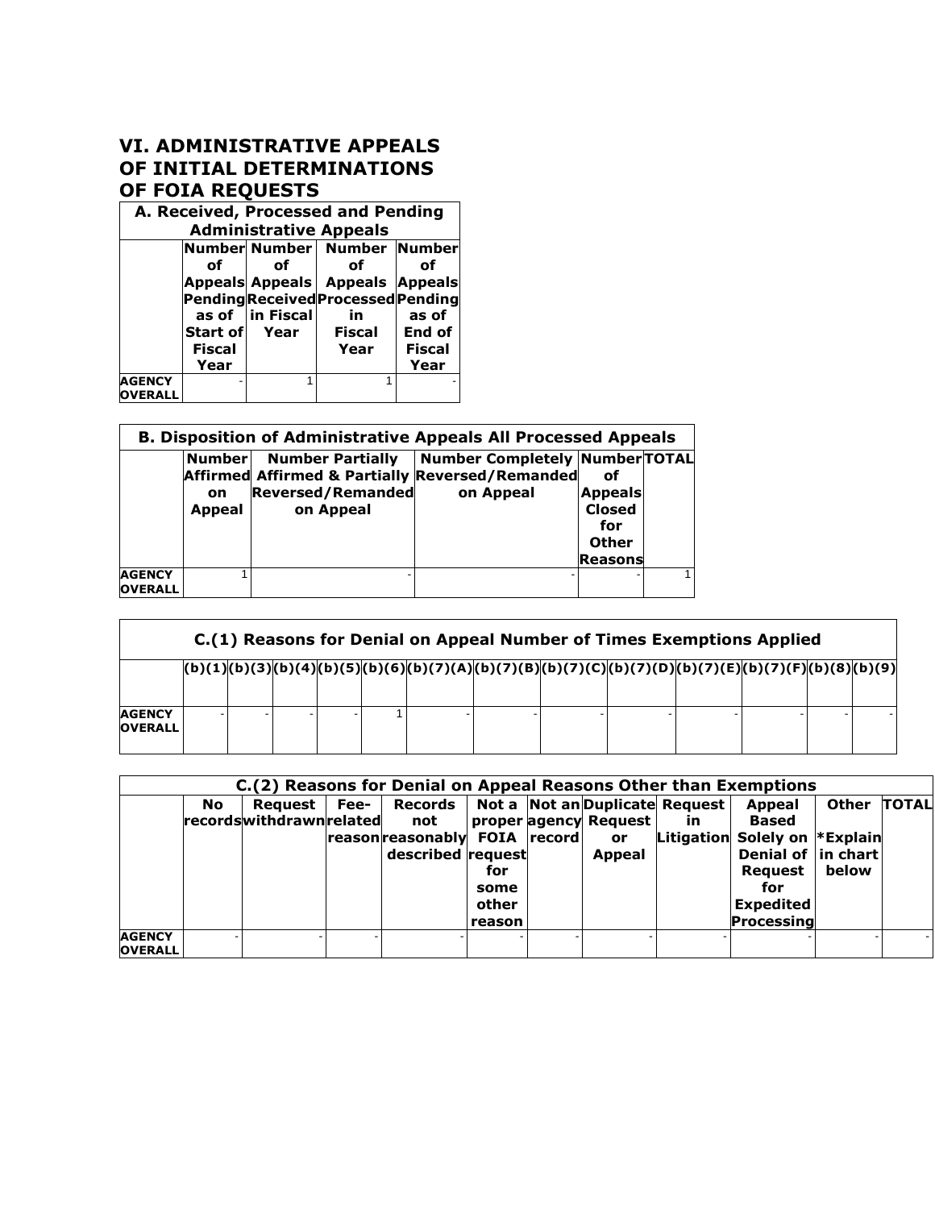# VI. ADMINISTRATIVE APPEALS OF INITIAL DETERMINATIONS OF FOIA REQUESTS

| A. Received, Processed and Pending Administrative Appeals | | | | |
|---|---|---|---|---|
| | Number of Appeals Pending as of Start of Fiscal Year | Number of Appeals Received in Fiscal Year | Number of Appeals Processed in Fiscal Year | Number of Appeals Pending as of End of Fiscal Year |
| AGENCY OVERALL | - | 1 | 1 | - |

| B. Disposition of Administrative Appeals All Processed Appeals | | | | | |
|---|---|---|---|---|---|
| | Number Affirmed on Appeal | Number Partially Affirmed & Partially Reversed/Remanded on Appeal | Number Completely Reversed/Remanded on Appeal | Number of Appeals Closed for Other Reasons | TOTAL |
| AGENCY OVERALL | 1 | - | - | - | 1 |

| C.(1) Reasons for Denial on Appeal Number of Times Exemptions Applied | | | | | | | | | | | | | |
|---|---|---|---|---|---|---|---|---|---|---|---|---|---|
| | (b)(1) | (b)(3) | (b)(4) | (b)(5) | (b)(6) | (b)(7)(A) | (b)(7)(B) | (b)(7)(C) | (b)(7)(D) | (b)(7)(E) | (b)(7)(F) | (b)(8) | (b)(9) |
| AGENCY OVERALL | - | - | - | - | 1 | - | - | - | - | - | - | - | - |

| C.(2) Reasons for Denial on Appeal Reasons Other than Exemptions | | | | | | | | | | | |
|---|---|---|---|---|---|---|---|---|---|---|---|
| | No records | Request withdrawn | Fee-related reason | Records not reasonably described | Not a proper FOIA request for some other reason | Not an agency record | Duplicate Request or Appeal | Request in Litigation | Appeal Based Solely on Denial of Request for Expedited Processing | Other *Explain in chart below | TOTAL |
| AGENCY OVERALL | - | - | - | - | - | - | - | - | - | - | - |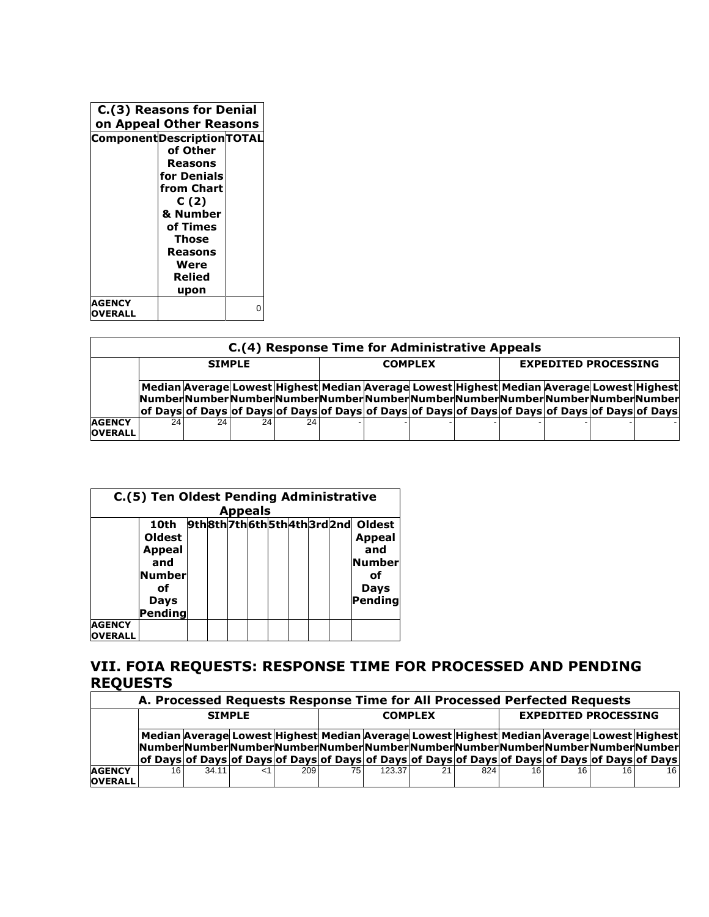| C.(3) Reasons for Denial on Appeal Other Reasons | | |
|---|---|---|
| Component | Description of Other Reasons for Denials from Chart C (2) & Number of Times Those Reasons Were Relied upon | TOTAL |
| AGENCY OVERALL | | 0 |

| C.(4) Response Time for Administrative Appeals | | | | | | | | | | | | |
|---|---|---|---|---|---|---|---|---|---|---|---|---|
| | SIMPLE | | | | COMPLEX | | | | EXPEDITED PROCESSING | | | |
| | Median Number of Days | Average Number of Days | Lowest Number of Days | Highest Number of Days | Median Number of Days | Average Number of Days | Lowest Number of Days | Highest Number of Days | Median Number of Days | Average Number of Days | Lowest Number of Days | Highest Number of Days |
| AGENCY OVERALL | 24 | 24 | 24 | 24 | - | - | - | - | - | - | - | - |

| C.(5) Ten Oldest Pending Administrative Appeals | | | | | | | | | | |
|---|---|---|---|---|---|---|---|---|---|---|
| | 10th Oldest Appeal and Number of Days Pending | 9th | 8th | 7th | 6th | 5th | 4th | 3rd | 2nd | Oldest Appeal and Number of Days Pending |
| AGENCY OVERALL | | | | | | | | | | |

## VII. FOIA REQUESTS: RESPONSE TIME FOR PROCESSED AND PENDING REQUESTS

| A. Processed Requests Response Time for All Processed Perfected Requests | | | | | | | | | | | | |
|---|---|---|---|---|---|---|---|---|---|---|---|---|
| | SIMPLE | | | | COMPLEX | | | | EXPEDITED PROCESSING | | | |
| | Median Number of Days | Average Number of Days | Lowest Number of Days | Highest Number of Days | Median Number of Days | Average Number of Days | Lowest Number of Days | Highest Number of Days | Median Number of Days | Average Number of Days | Lowest Number of Days | Highest Number of Days |
| AGENCY OVERALL | 16 | 34.11 | <1 | 209 | 75 | 123.37 | 21 | 824 | 16 | 16 | 16 | 16 |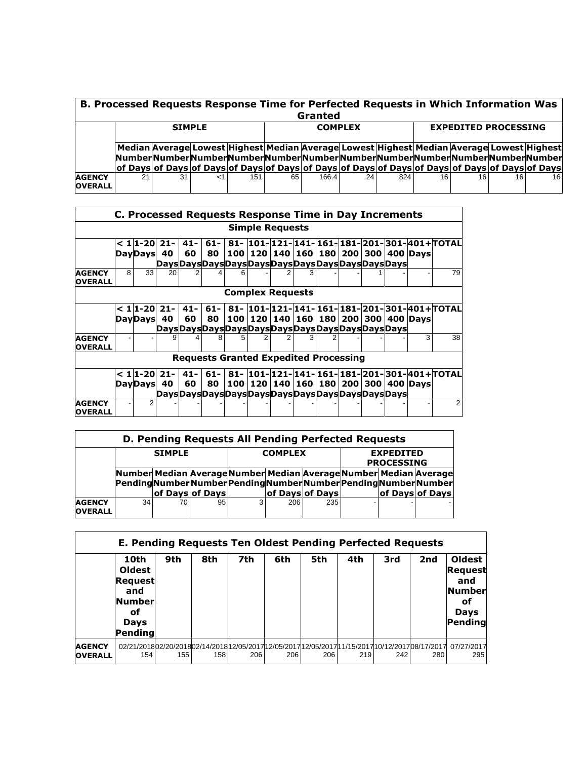## B. Processed Requests Response Time for Perfected Requests in Which Information Was Granted

| | SIMPLE | | | | COMPLEX | | | | EXPEDITED PROCESSING | | | |
|---|---|---|---|---|---|---|---|---|---|---|---|---|
| | Median Number of Days | Average Number of Days | Lowest Number of Days | Highest Number of Days | Median Number of Days | Average Number of Days | Lowest Number of Days | Highest Number of Days | Median Number of Days | Average Number of Days | Lowest Number of Days | Highest Number of Days |
| AGENCY OVERALL | 21 | 31 | <1 | 151 | 65 | 166.4 | 24 | 824 | 16 | 16 | 16 | 16 |

## C. Processed Requests Response Time in Day Increments

### Simple Requests

| | < 1 Day | 1-20 Days | 21-40 Days | 41-60 Days | 61-80 Days | 81-100 Days | 101-120 Days | 121-140 Days | 141-160 Days | 161-180 Days | 181-200 Days | 201-300 Days | 301-400 Days | 401+ Days | TOTAL |
|---|---|---|---|---|---|---|---|---|---|---|---|---|---|---|---|
| AGENCY OVERALL | 8 | 33 | 20 | 2 | 4 | 6 | - | 2 | 3 | - | - | 1 | - | - | 79 |

### Complex Requests

| | < 1 Day | 1-20 Days | 21-40 Days | 41-60 Days | 61-80 Days | 81-100 Days | 101-120 Days | 121-140 Days | 141-160 Days | 161-180 Days | 181-200 Days | 201-300 Days | 301-400 Days | 401+ Days | TOTAL |
|---|---|---|---|---|---|---|---|---|---|---|---|---|---|---|---|
| AGENCY OVERALL | - | - | 9 | 4 | 8 | 5 | 2 | 2 | 3 | 2 | - | - | - | 3 | 38 |

### Requests Granted Expedited Processing

| | < 1 Day | 1-20 Days | 21-40 Days | 41-60 Days | 61-80 Days | 81-100 Days | 101-120 Days | 121-140 Days | 141-160 Days | 161-180 Days | 181-200 Days | 201-300 Days | 301-400 Days | 401+ Days | TOTAL |
|---|---|---|---|---|---|---|---|---|---|---|---|---|---|---|---|
| AGENCY OVERALL | - | 2 | - | - | - | - | - | - | - | - | - | - | - | - | 2 |

## D. Pending Requests All Pending Perfected Requests

| | SIMPLE | | | COMPLEX | | | EXPEDITED PROCESSING | | |
|---|---|---|---|---|---|---|---|---|---|
| | Number Pending | Median Number of Days | Average Number of Days | Number Pending | Median Number of Days | Average Number of Days | Number Pending | Median Number of Days | Average Number of Days |
| AGENCY OVERALL | 34 | 70 | 95 | 3 | 206 | 235 | - | - | - |

## E. Pending Requests Ten Oldest Pending Perfected Requests

| | 10th Oldest Request and Number of Days Pending | 9th | 8th | 7th | 6th | 5th | 4th | 3rd | 2nd | Oldest Request and Number of Days Pending |
|---|---|---|---|---|---|---|---|---|---|---|
| AGENCY OVERALL | 02/21/2018 154 | 02/20/2018 155 | 02/14/2018 158 | 12/05/2017 206 | 12/05/2017 206 | 12/05/2017 206 | 11/15/2017 219 | 10/12/2017 242 | 08/17/2017 280 | 07/27/2017 295 |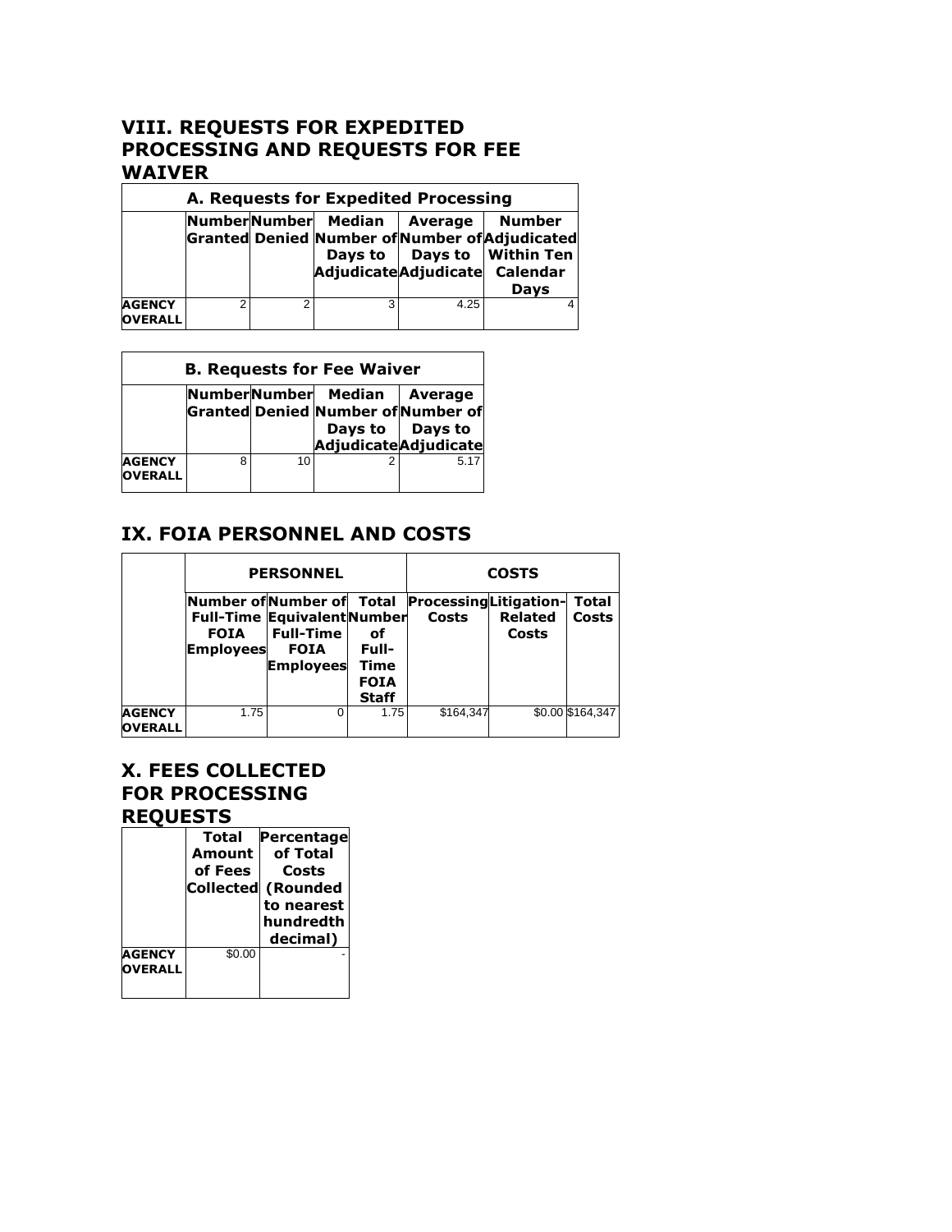## VIII. REQUESTS FOR EXPEDITED PROCESSING AND REQUESTS FOR FEE WAIVER

| A. Requests for Expedited Processing | | | | | |
|---|---|---|---|---|---|
| | Number Granted | Number Denied | Median Number of Days to Adjudicate | Average Number of Days to Adjudicate | Number Adjudicated Within Ten Calendar Days |
| AGENCY OVERALL | 2 | 2 | 3 | 4.25 | 4 |

| B. Requests for Fee Waiver | | | | |
|---|---|---|---|---|
| | Number Granted | Number Denied | Median Number of Days to Adjudicate | Average Number of Days to Adjudicate |
| AGENCY OVERALL | 8 | 10 | 2 | 5.17 |

## IX. FOIA PERSONNEL AND COSTS

| | PERSONNEL | | | COSTS | | |
|---|---|---|---|---|---|---|
| | Number of Full-Time FOIA Employees | Number of Equivalent Full-Time FOIA Employees | Total Number of Full-Time FOIA Staff | Processing Costs | Litigation-Related Costs | Total Costs |
| AGENCY OVERALL | 1.75 | 0 | 1.75 | $164,347 | $0.00 | $164,347 |

## X. FEES COLLECTED FOR PROCESSING REQUESTS

| | Total Amount of Fees Collected | Percentage of Total Costs (Rounded to nearest hundredth decimal) |
|---|---|---|
| AGENCY OVERALL | $0.00 | - |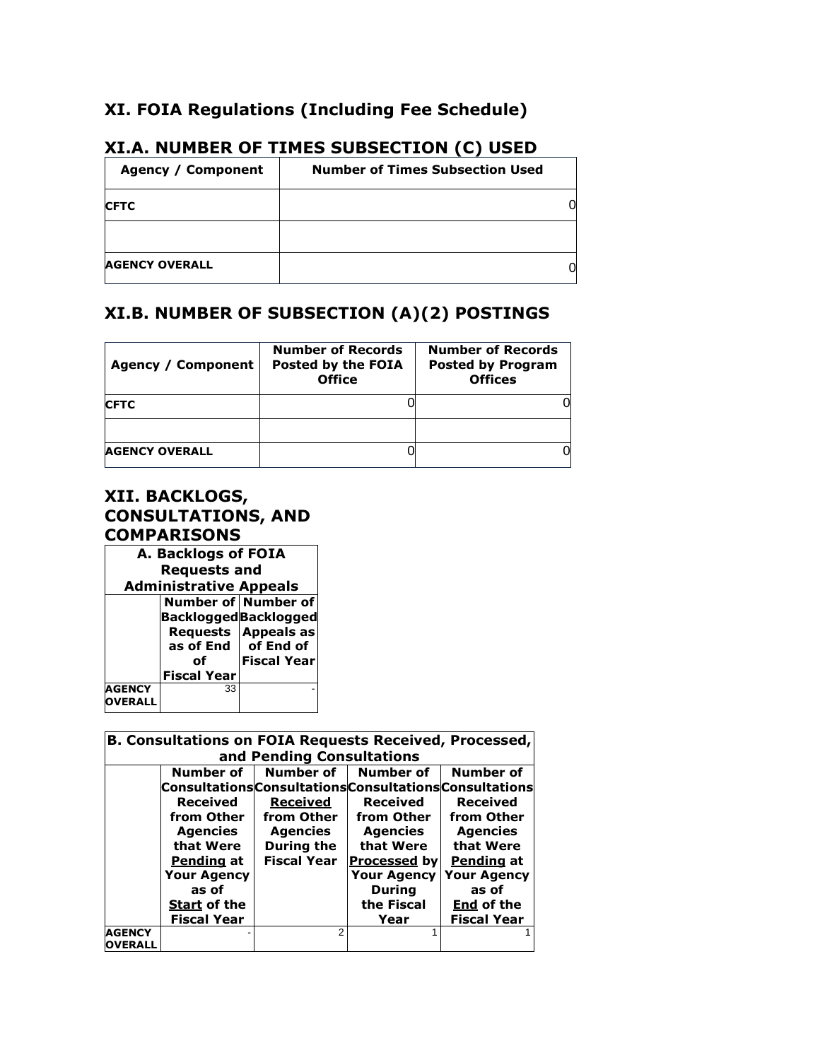## XI. FOIA Regulations (Including Fee Schedule)

### XI.A. NUMBER OF TIMES SUBSECTION (C) USED

| Agency / Component | Number of Times Subsection Used |
|---|---|
| **CFTC** | 0 |
| | |
| **AGENCY OVERALL** | 0 |

### XI.B. NUMBER OF SUBSECTION (A)(2) POSTINGS

| Agency / Component | Number of Records Posted by the FOIA Office | Number of Records Posted by Program Offices |
|---|---|---|
| **CFTC** | 0 | 0 |
| | | |
| **AGENCY OVERALL** | 0 | 0 |

## XII. BACKLOGS, CONSULTATIONS, AND COMPARISONS

| A. Backlogs of FOIA Requests and Administrative Appeals | | |
|---|---|---|
| | Number of Backlogged Requests as of End of Fiscal Year | Number of Backlogged Appeals as of End of Fiscal Year |
| **AGENCY OVERALL** | 33 | - |

| B. Consultations on FOIA Requests Received, Processed, and Pending Consultations | | | | |
|---|---|---|---|---|
| | Number of Consultations Received from Other Agencies that Were Pending at Your Agency as of Start of the Fiscal Year | Number of Consultations Received from Other Agencies During the Fiscal Year | Number of Consultations Received from Other Agencies that Were Processed by Your Agency During the Fiscal Year | Number of Consultations Received from Other Agencies that Were Pending at Your Agency as of End of the Fiscal Year |
| **AGENCY OVERALL** | - | 2 | 1 | 1 |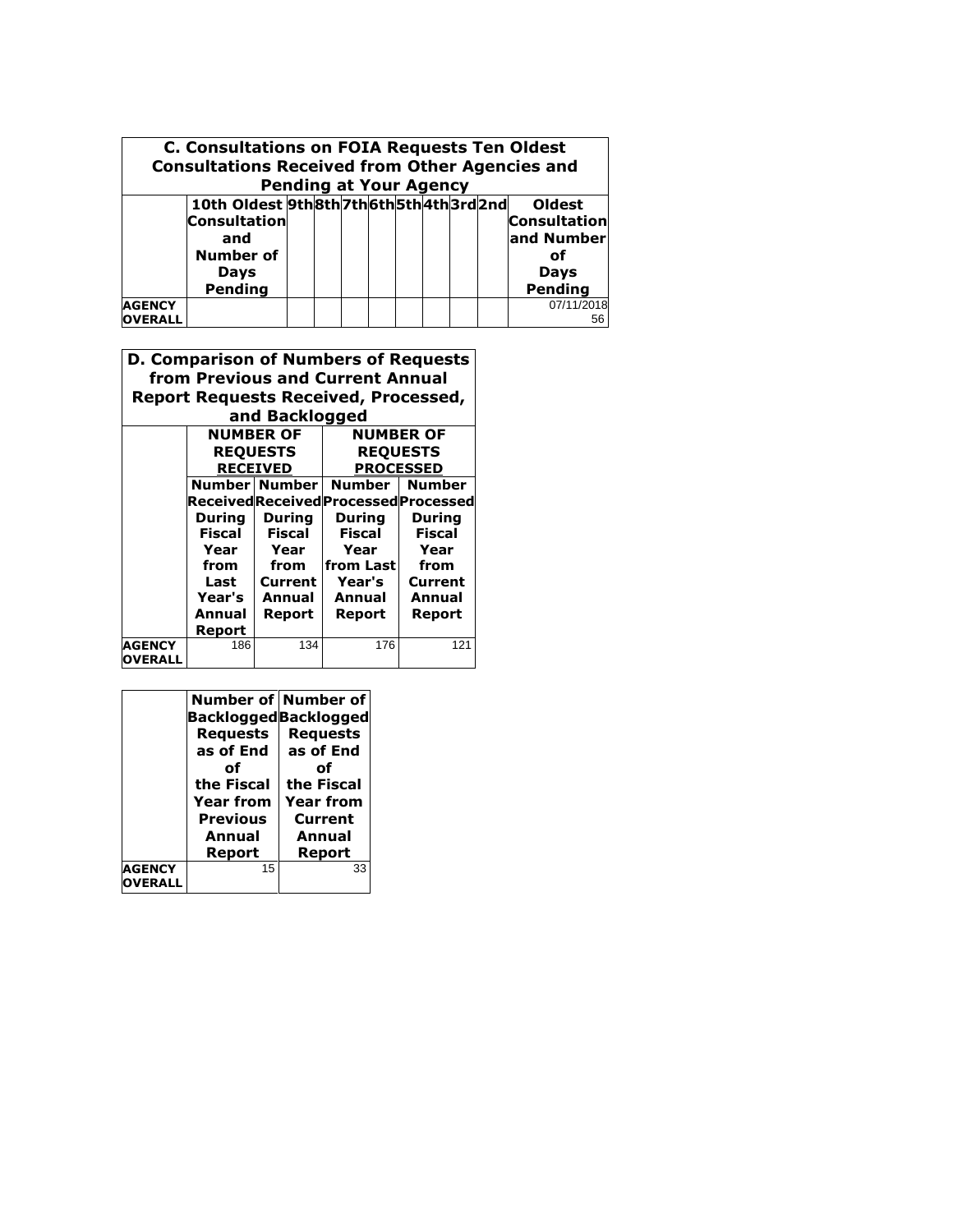| C. Consultations on FOIA Requests Ten Oldest Consultations Received from Other Agencies and Pending at Your Agency | | | | | | | | | | |
|---|---|---|---|---|---|---|---|---|---|---|
| | 10th Oldest Consultation and Number of Days Pending | 9th | 8th | 7th | 6th | 5th | 4th | 3rd | 2nd | Oldest Consultation and Number of Days Pending |
| AGENCY OVERALL | | | | | | | | | | 07/11/2018 56 |

| D. Comparison of Numbers of Requests from Previous and Current Annual Report Requests Received, Processed, and Backlogged | | | | |
|---|---|---|---|---|
| | NUMBER OF REQUESTS RECEIVED | | NUMBER OF REQUESTS PROCESSED | |
| | Number Received During Fiscal Year from Last Year's Annual Report | Number Received During Fiscal Year from Current Annual Report | Number Processed During Fiscal Year from Last Year's Annual Report | Number Processed During Fiscal Year from Current Annual Report |
| AGENCY OVERALL | 186 | 134 | 176 | 121 |

| | Number of Backlogged Requests as of End of the Fiscal Year from Previous Annual Report | Number of Backlogged Requests as of End of the Fiscal Year from Current Annual Report |
|---|---|---|
| AGENCY OVERALL | 15 | 33 |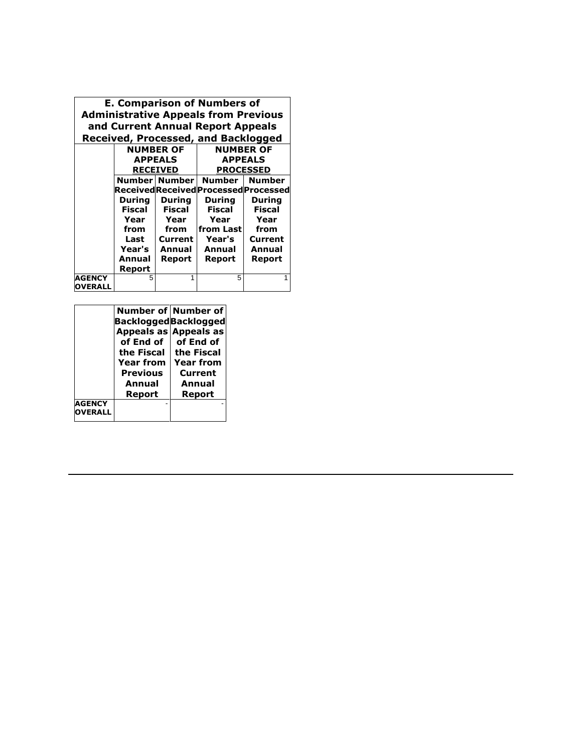## E. Comparison of Numbers of Administrative Appeals from Previous and Current Annual Report Appeals Received, Processed, and Backlogged

| | NUMBER OF APPEALS RECEIVED | | NUMBER OF APPEALS PROCESSED | |
|---|---|---|---|---|
| | Number Received During Fiscal Year from Last Year's Annual Report | Number Received During Fiscal Year from Current Annual Report | Number Processed During Fiscal Year from Last Year's Annual Report | Number Processed During Fiscal Year from Current Annual Report |
| AGENCY OVERALL | 5 | 1 | 5 | 1 |

| | Number of Backlogged Appeals as of End of the Fiscal Year from Previous Annual Report | Number of Backlogged Appeals as of End of the Fiscal Year from Current Annual Report |
|---|---|---|
| AGENCY OVERALL | - | - |